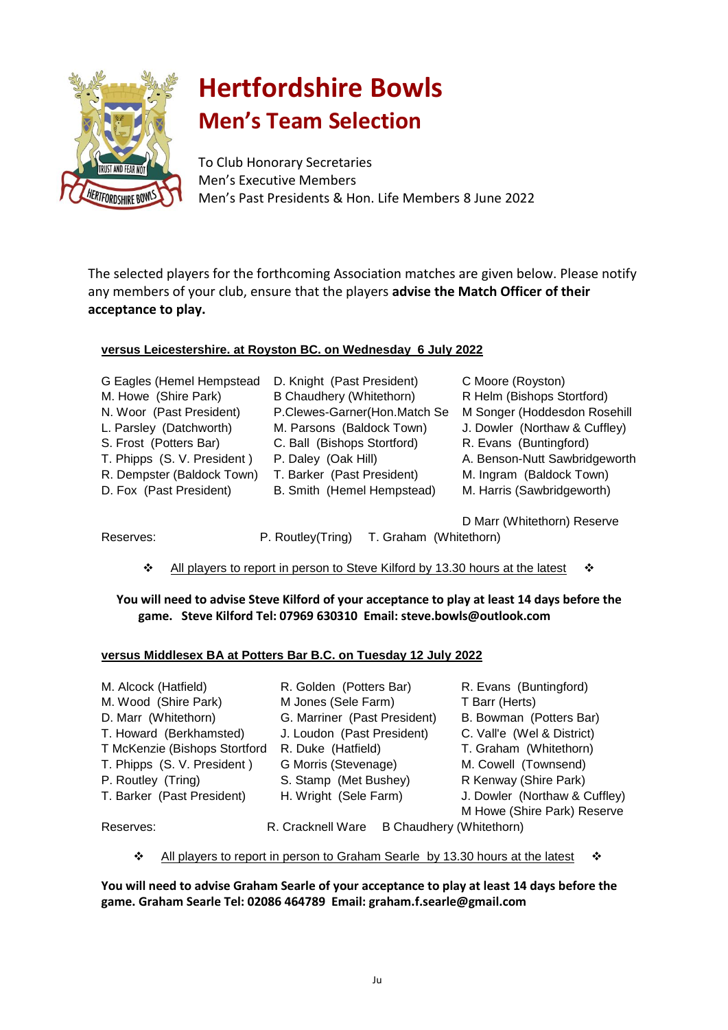# Hertfordshire Bowls
## Men's Team Selection

To Club Honorary Secretaries
Men's Executive Members
Men's Past Presidents & Hon. Life Members 8 June 2022

The selected players for the forthcoming Association matches are given below. Please notify any members of your club, ensure that the players **advise the Match Officer of their acceptance to play.**

### versus Leicestershire. at Royston BC. on Wednesday 6 July 2022

| | | |
|---|---|---|
| G Eagles (Hemel Hempstead | D. Knight (Past President) | C Moore (Royston) |
| M. Howe (Shire Park) | B Chaudhery (Whitethorn) | R Helm (Bishops Stortford) |
| N. Woor (Past President) | P.Clewes-Garner(Hon.Match Se | M Songer (Hoddesdon Rosehill |
| L. Parsley (Datchworth) | M. Parsons (Baldock Town) | J. Dowler (Northaw & Cuffley) |
| S. Frost (Potters Bar) | C. Ball (Bishops Stortford) | R. Evans (Buntingford) |
| T. Phipps (S. V. President ) | P. Daley (Oak Hill) | A. Benson-Nutt Sawbridgeworth |
| R. Dempster (Baldock Town) | T. Barker (Past President) | M. Ingram (Baldock Town) |
| D. Fox (Past President) | B. Smith (Hemel Hempstead) | M. Harris (Sawbridgeworth) |

D Marr (Whitethorn) Reserve

Reserves: P. Routley(Tring) T. Graham (Whitethorn)

❖ All players to report in person to Steve Kilford by 13.30 hours at the latest ❖

**You will need to advise Steve Kilford of your acceptance to play at least 14 days before the game. Steve Kilford Tel: 07969 630310 Email: steve.bowls@outlook.com**

### versus Middlesex BA at Potters Bar B.C. on Tuesday 12 July 2022

| | | |
|---|---|---|
| M. Alcock (Hatfield) | R. Golden (Potters Bar) | R. Evans (Buntingford) |
| M. Wood (Shire Park) | M Jones (Sele Farm) | T Barr (Herts) |
| D. Marr (Whitethorn) | G. Marriner (Past President) | B. Bowman (Potters Bar) |
| T. Howard (Berkhamsted) | J. Loudon (Past President) | C. Vall'e (Wel & District) |
| T McKenzie (Bishops Stortford | R. Duke (Hatfield) | T. Graham (Whitethorn) |
| T. Phipps (S. V. President ) | G Morris (Stevenage) | M. Cowell (Townsend) |
| P. Routley (Tring) | S. Stamp (Met Bushey) | R Kenway (Shire Park) |
| T. Barker (Past President) | H. Wright (Sele Farm) | J. Dowler (Northaw & Cuffley) |
| | | M Howe (Shire Park) Reserve |

Reserves: R. Cracknell Ware B Chaudhery (Whitethorn)

❖ All players to report in person to Graham Searle by 13.30 hours at the latest ❖

**You will need to advise Graham Searle of your acceptance to play at least 14 days before the game. Graham Searle Tel: 02086 464789 Email: graham.f.searle@gmail.com**

Ju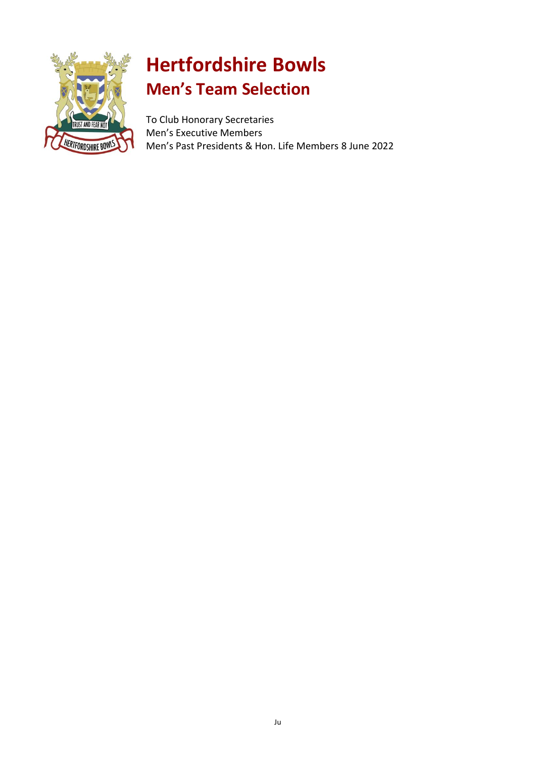# Hertfordshire Bowls

## Men's Team Selection

To Club Honorary Secretaries
Men's Executive Members
Men's Past Presidents & Hon. Life Members 8 June 2022

Ju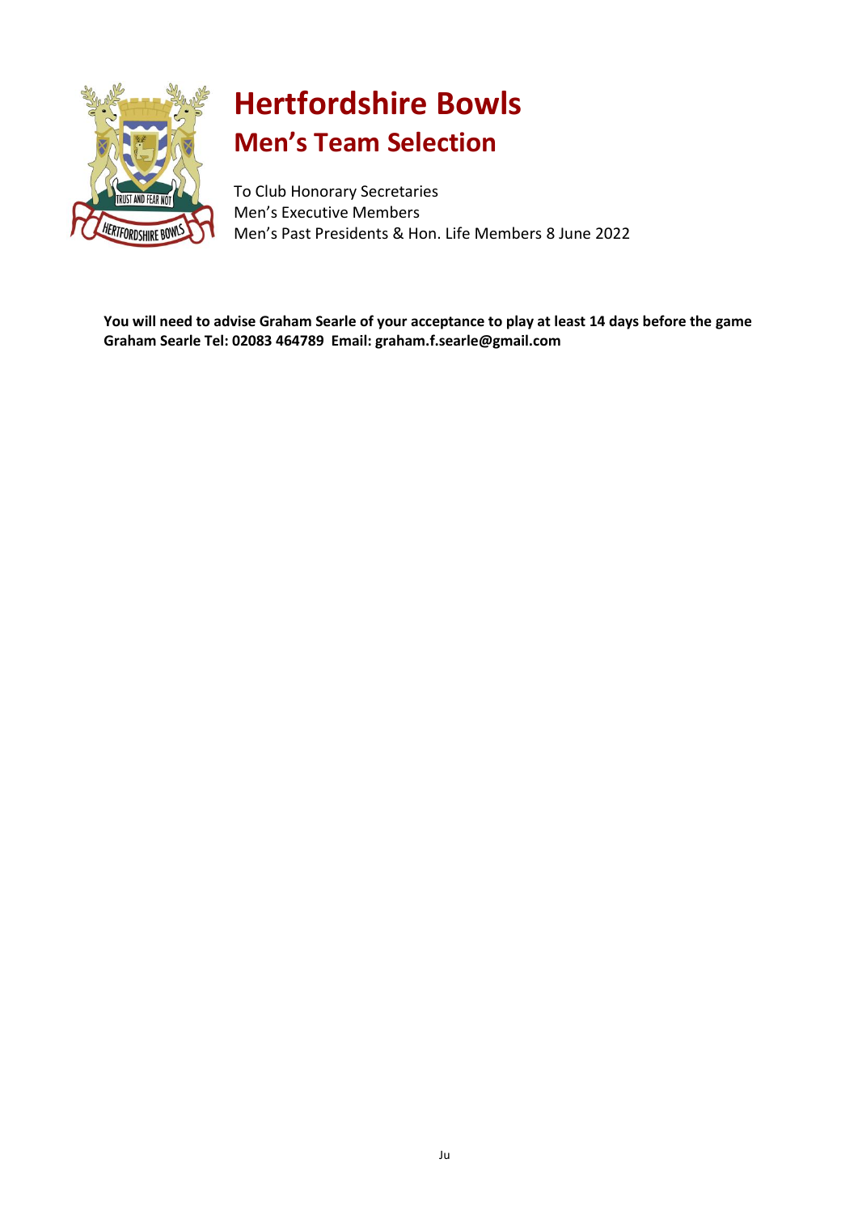# Hertfordshire Bowls

## Men's Team Selection

To Club Honorary Secretaries
Men's Executive Members
Men's Past Presidents & Hon. Life Members 8 June 2022

**You will need to advise Graham Searle of your acceptance to play at least 14 days before the game**
**Graham Searle Tel: 02083 464789 Email: graham.f.searle@gmail.com**

Ju